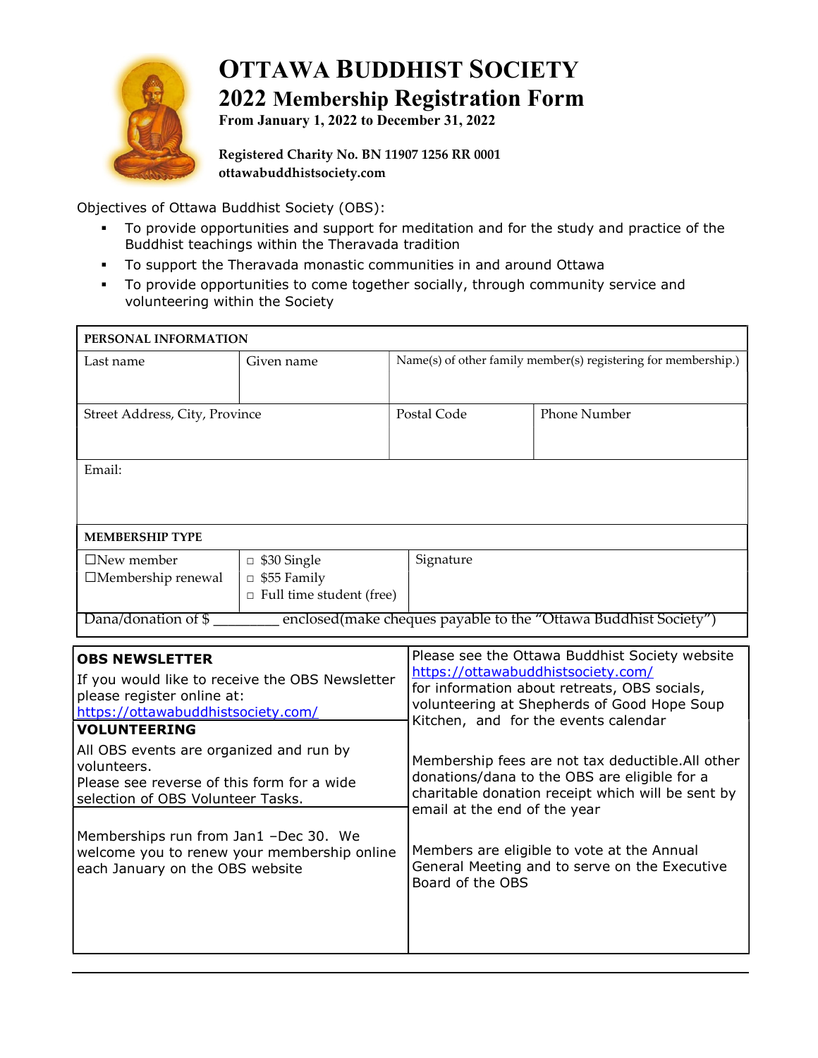# OTTAWA BUDDHIST SOCIETY

## 2022 Membership Registration Form

**From January 1, 2022 to December 31, 2022**

**Registered Charity No. BN 11907 1256 RR 0001**
**ottawabuddhistsociety.com**

Objectives of Ottawa Buddhist Society (OBS):

- To provide opportunities and support for meditation and for the study and practice of the Buddhist teachings within the Theravada tradition
- To support the Theravada monastic communities in and around Ottawa
- To provide opportunities to come together socially, through community service and volunteering within the Society

| PERSONAL INFORMATION | | | |
|---|---|---|---|
| Last name | Given name | Name(s) of other family member(s) registering for membership.) | |
| Street Address, City, Province | | Postal Code | Phone Number |
| Email: | | | |

| MEMBERSHIP TYPE | | |
|---|---|---|
| ☐New member<br>☐Membership renewal | □ $30 Single<br>□ $55 Family<br>□ Full time student (free) | Signature |
| Dana/donation of $ ________ enclosed(make cheques payable to the "Ottawa Buddhist Society") | | |

**OBS NEWSLETTER**

If you would like to receive the OBS Newsletter please register online at:
https://ottawabuddhistsociety.com/

**VOLUNTEERING**

All OBS events are organized and run by volunteers.
Please see reverse of this form for a wide selection of OBS Volunteer Tasks.

Memberships run from Jan1 –Dec 30. We welcome you to renew your membership online each January on the OBS website

Please see the Ottawa Buddhist Society website https://ottawabuddhistsociety.com/ for information about retreats, OBS socials, volunteering at Shepherds of Good Hope Soup Kitchen, and for the events calendar

Membership fees are not tax deductible.All other donations/dana to the OBS are eligible for a charitable donation receipt which will be sent by email at the end of the year

Members are eligible to vote at the Annual General Meeting and to serve on the Executive Board of the OBS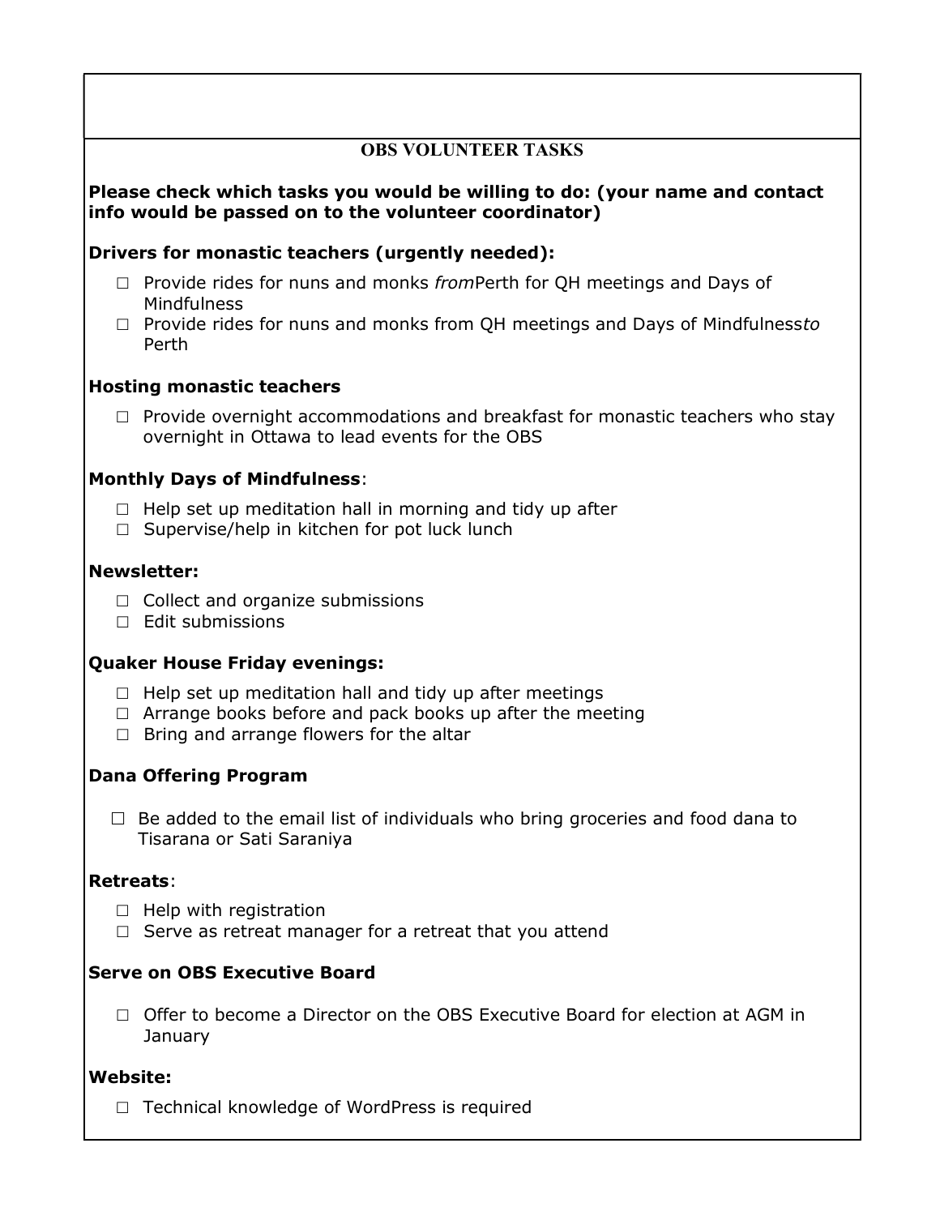## OBS VOLUNTEER TASKS

**Please check which tasks you would be willing to do: (your name and contact info would be passed on to the volunteer coordinator)**

**Drivers for monastic teachers (urgently needed):**

- ☐ Provide rides for nuns and monks *from*Perth for QH meetings and Days of Mindfulness
- ☐ Provide rides for nuns and monks from QH meetings and Days of Mindfulness*to* Perth

**Hosting monastic teachers**

- ☐ Provide overnight accommodations and breakfast for monastic teachers who stay overnight in Ottawa to lead events for the OBS

**Monthly Days of Mindfulness**:

- ☐ Help set up meditation hall in morning and tidy up after
- ☐ Supervise/help in kitchen for pot luck lunch

**Newsletter:**

- ☐ Collect and organize submissions
- ☐ Edit submissions

**Quaker House Friday evenings:**

- ☐ Help set up meditation hall and tidy up after meetings
- ☐ Arrange books before and pack books up after the meeting
- ☐ Bring and arrange flowers for the altar

**Dana Offering Program**

- ☐ Be added to the email list of individuals who bring groceries and food dana to Tisarana or Sati Saraniya

**Retreats**:

- ☐ Help with registration
- ☐ Serve as retreat manager for a retreat that you attend

**Serve on OBS Executive Board**

- ☐ Offer to become a Director on the OBS Executive Board for election at AGM in January

**Website:**

- ☐ Technical knowledge of WordPress is required